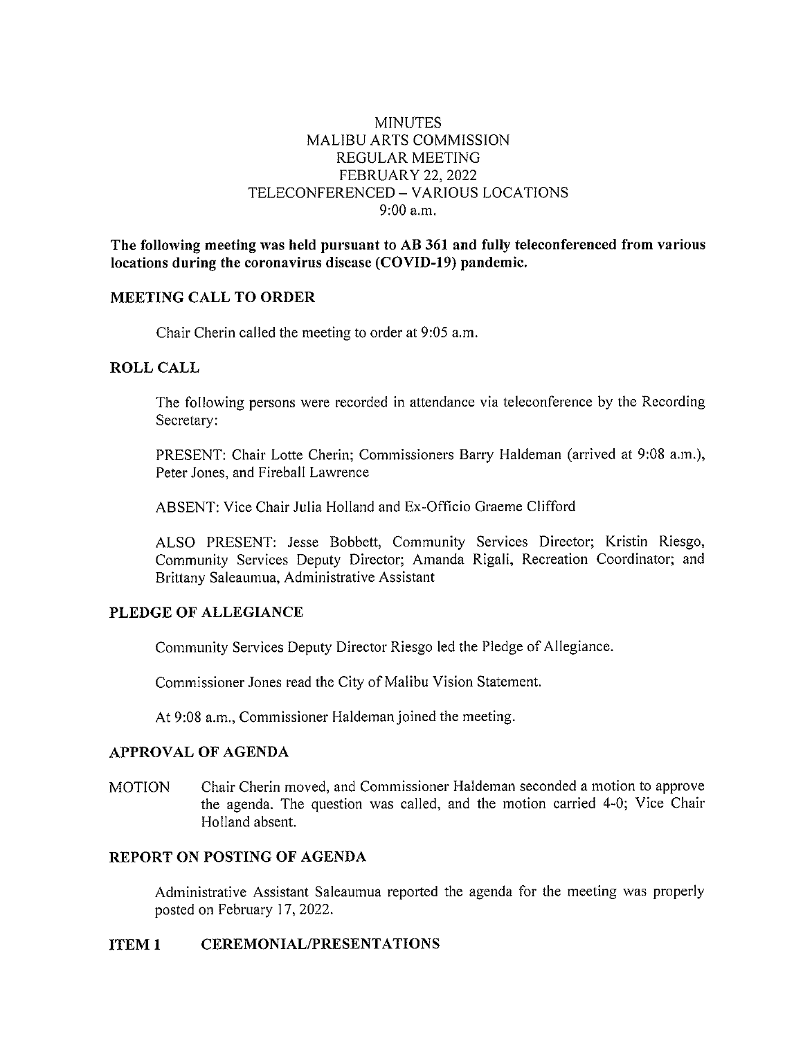# MINUTES
## MALIBU ARTS COMMISSION
## REGULAR MEETING
## FEBRUARY 22, 2022
## TELECONFERENCED – VARIOUS LOCATIONS
## 9:00 a.m.

**The following meeting was held pursuant to AB 361 and fully teleconferenced from various locations during the coronavirus disease (COVID-19) pandemic.**

### MEETING CALL TO ORDER

Chair Cherin called the meeting to order at 9:05 a.m.

### ROLL CALL

The following persons were recorded in attendance via teleconference by the Recording Secretary:

PRESENT: Chair Lotte Cherin; Commissioners Barry Haldeman (arrived at 9:08 a.m.), Peter Jones, and Fireball Lawrence

ABSENT: Vice Chair Julia Holland and Ex-Officio Graeme Clifford

ALSO PRESENT: Jesse Bobbett, Community Services Director; Kristin Riesgo, Community Services Deputy Director; Amanda Rigali, Recreation Coordinator; and Brittany Saleaumua, Administrative Assistant

### PLEDGE OF ALLEGIANCE

Community Services Deputy Director Riesgo led the Pledge of Allegiance.

Commissioner Jones read the City of Malibu Vision Statement.

At 9:08 a.m., Commissioner Haldeman joined the meeting.

### APPROVAL OF AGENDA

MOTION Chair Cherin moved, and Commissioner Haldeman seconded a motion to approve the agenda. The question was called, and the motion carried 4-0; Vice Chair Holland absent.

### REPORT ON POSTING OF AGENDA

Administrative Assistant Saleaumua reported the agenda for the meeting was properly posted on February 17, 2022.

### ITEM 1 CEREMONIAL/PRESENTATIONS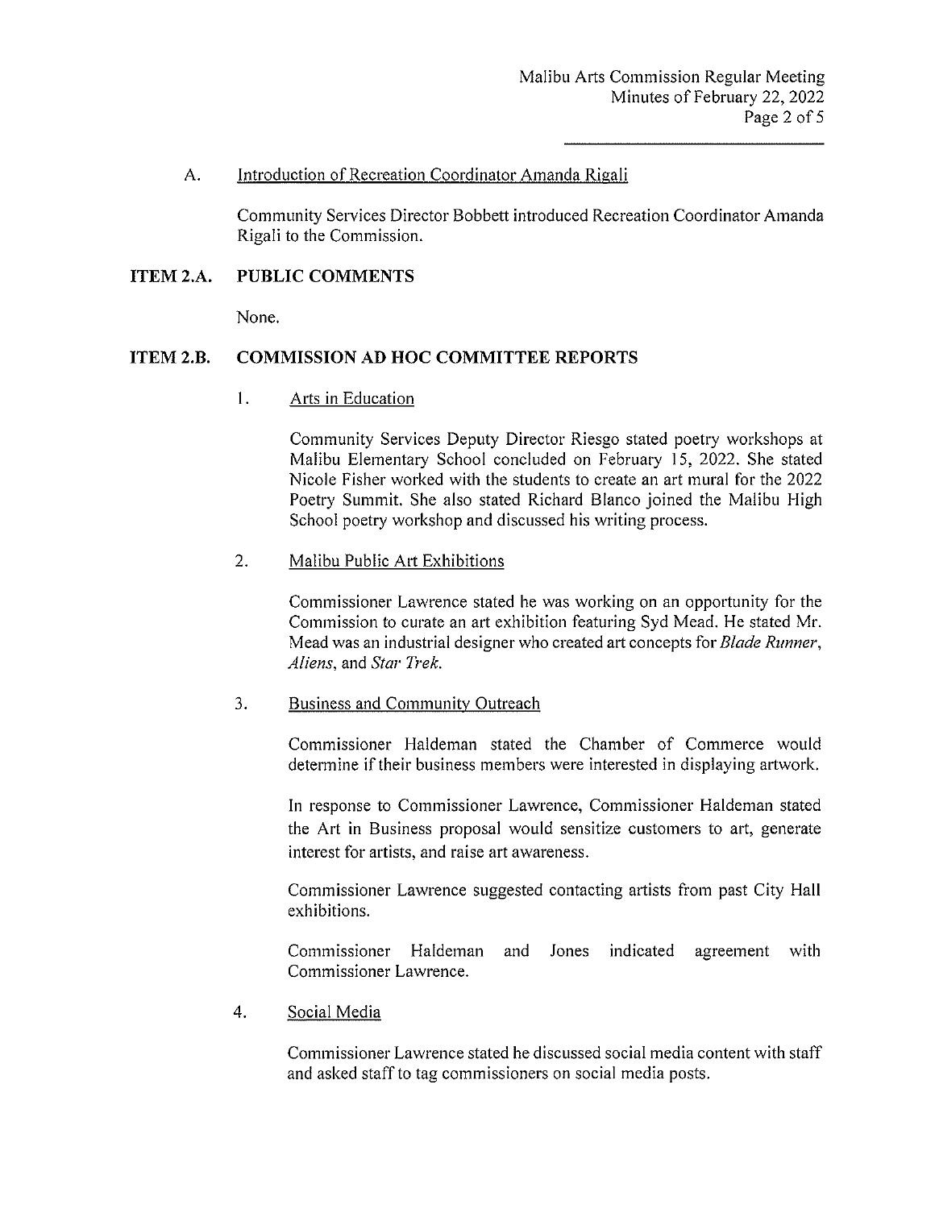A. Introduction of Recreation Coordinator Amanda Rigali

Community Services Director Bobbett introduced Recreation Coordinator Amanda Rigali to the Commission.

## ITEM 2.A. PUBLIC COMMENTS

None.

## ITEM 2.B. COMMISSION AD HOC COMMITTEE REPORTS

1. Arts in Education

Community Services Deputy Director Riesgo stated poetry workshops at Malibu Elementary School concluded on February 15, 2022. She stated Nicole Fisher worked with the students to create an art mural for the 2022 Poetry Summit. She also stated Richard Blanco joined the Malibu High School poetry workshop and discussed his writing process.

2. Malibu Public Art Exhibitions

Commissioner Lawrence stated he was working on an opportunity for the Commission to curate an art exhibition featuring Syd Mead. He stated Mr. Mead was an industrial designer who created art concepts for *Blade Runner*, *Aliens*, and *Star Trek*.

3. Business and Community Outreach

Commissioner Haldeman stated the Chamber of Commerce would determine if their business members were interested in displaying artwork.

In response to Commissioner Lawrence, Commissioner Haldeman stated the Art in Business proposal would sensitize customers to art, generate interest for artists, and raise art awareness.

Commissioner Lawrence suggested contacting artists from past City Hall exhibitions.

Commissioner Haldeman and Jones indicated agreement with Commissioner Lawrence.

4. Social Media

Commissioner Lawrence stated he discussed social media content with staff and asked staff to tag commissioners on social media posts.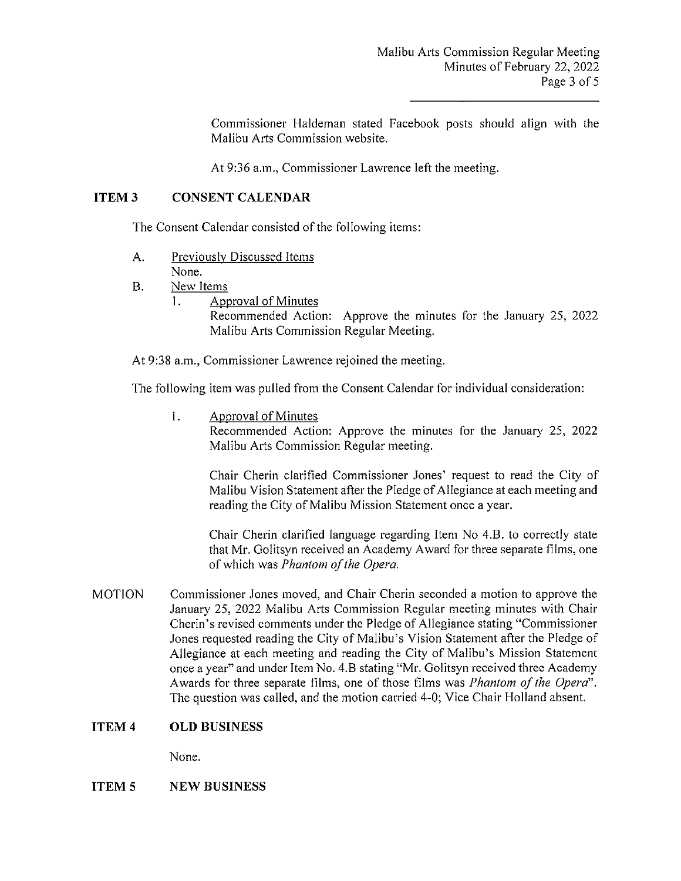Commissioner Haldeman stated Facebook posts should align with the Malibu Arts Commission website.

At 9:36 a.m., Commissioner Lawrence left the meeting.

## ITEM 3 CONSENT CALENDAR

The Consent Calendar consisted of the following items:

A. Previously Discussed Items
None.

B. New Items
1. Approval of Minutes
Recommended Action: Approve the minutes for the January 25, 2022 Malibu Arts Commission Regular Meeting.

At 9:38 a.m., Commissioner Lawrence rejoined the meeting.

The following item was pulled from the Consent Calendar for individual consideration:

1. Approval of Minutes
Recommended Action: Approve the minutes for the January 25, 2022 Malibu Arts Commission Regular meeting.

Chair Cherin clarified Commissioner Jones' request to read the City of Malibu Vision Statement after the Pledge of Allegiance at each meeting and reading the City of Malibu Mission Statement once a year.

Chair Cherin clarified language regarding Item No 4.B. to correctly state that Mr. Golitsyn received an Academy Award for three separate films, one of which was *Phantom of the Opera.*

MOTION Commissioner Jones moved, and Chair Cherin seconded a motion to approve the January 25, 2022 Malibu Arts Commission Regular meeting minutes with Chair Cherin's revised comments under the Pledge of Allegiance stating "Commissioner Jones requested reading the City of Malibu's Vision Statement after the Pledge of Allegiance at each meeting and reading the City of Malibu's Mission Statement once a year" and under Item No. 4.B stating "Mr. Golitsyn received three Academy Awards for three separate films, one of those films was *Phantom of the Opera*". The question was called, and the motion carried 4-0; Vice Chair Holland absent.

## ITEM 4 OLD BUSINESS

None.

## ITEM 5 NEW BUSINESS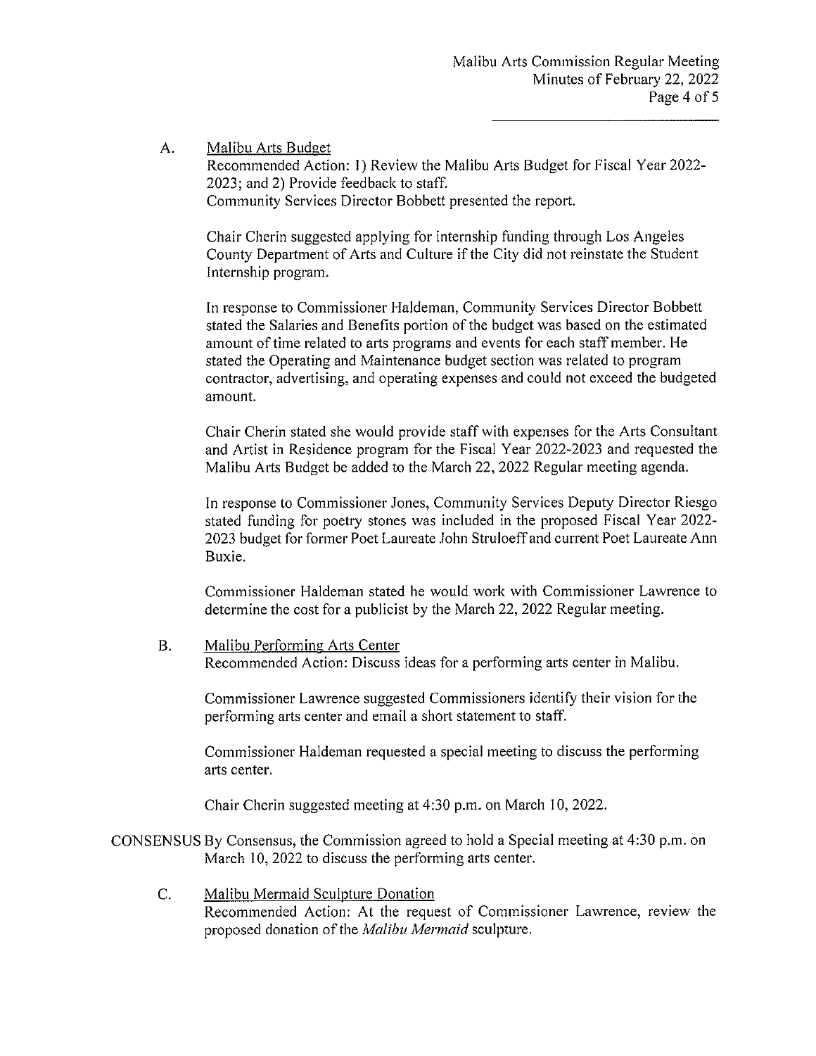A. Malibu Arts Budget

Recommended Action: 1) Review the Malibu Arts Budget for Fiscal Year 2022-2023; and 2) Provide feedback to staff.

Community Services Director Bobbett presented the report.

Chair Cherin suggested applying for internship funding through Los Angeles County Department of Arts and Culture if the City did not reinstate the Student Internship program.

In response to Commissioner Haldeman, Community Services Director Bobbett stated the Salaries and Benefits portion of the budget was based on the estimated amount of time related to arts programs and events for each staff member. He stated the Operating and Maintenance budget section was related to program contractor, advertising, and operating expenses and could not exceed the budgeted amount.

Chair Cherin stated she would provide staff with expenses for the Arts Consultant and Artist in Residence program for the Fiscal Year 2022-2023 and requested the Malibu Arts Budget be added to the March 22, 2022 Regular meeting agenda.

In response to Commissioner Jones, Community Services Deputy Director Riesgo stated funding for poetry stones was included in the proposed Fiscal Year 2022-2023 budget for former Poet Laureate John Struloeff and current Poet Laureate Ann Buxie.

Commissioner Haldeman stated he would work with Commissioner Lawrence to determine the cost for a publicist by the March 22, 2022 Regular meeting.

B. Malibu Performing Arts Center

Recommended Action: Discuss ideas for a performing arts center in Malibu.

Commissioner Lawrence suggested Commissioners identify their vision for the performing arts center and email a short statement to staff.

Commissioner Haldeman requested a special meeting to discuss the performing arts center.

Chair Cherin suggested meeting at 4:30 p.m. on March 10, 2022.

CONSENSUS By Consensus, the Commission agreed to hold a Special meeting at 4:30 p.m. on March 10, 2022 to discuss the performing arts center.

C. Malibu Mermaid Sculpture Donation

Recommended Action: At the request of Commissioner Lawrence, review the proposed donation of the *Malibu Mermaid* sculpture.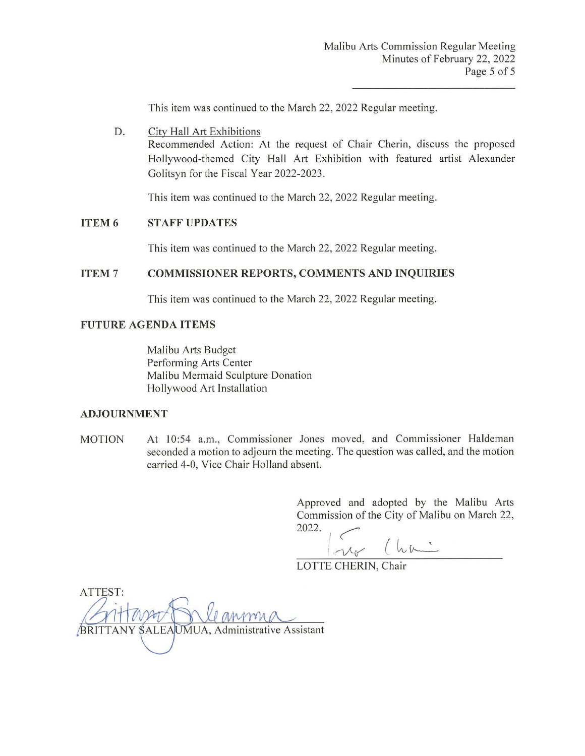This item was continued to the March 22, 2022 Regular meeting.

D. City Hall Art Exhibitions
Recommended Action: At the request of Chair Cherin, discuss the proposed Hollywood-themed City Hall Art Exhibition with featured artist Alexander Golitsyn for the Fiscal Year 2022-2023.

This item was continued to the March 22, 2022 Regular meeting.

## ITEM 6 STAFF UPDATES

This item was continued to the March 22, 2022 Regular meeting.

## ITEM 7 COMMISSIONER REPORTS, COMMENTS AND INQUIRIES

This item was continued to the March 22, 2022 Regular meeting.

## FUTURE AGENDA ITEMS

Malibu Arts Budget
Performing Arts Center
Malibu Mermaid Sculpture Donation
Hollywood Art Installation

## ADJOURNMENT

MOTION At 10:54 a.m., Commissioner Jones moved, and Commissioner Haldeman seconded a motion to adjourn the meeting. The question was called, and the motion carried 4-0, Vice Chair Holland absent.

Approved and adopted by the Malibu Arts Commission of the City of Malibu on March 22, 2022.

LOTTE CHERIN, Chair

ATTEST:

BRITTANY SALEAUMUA, Administrative Assistant